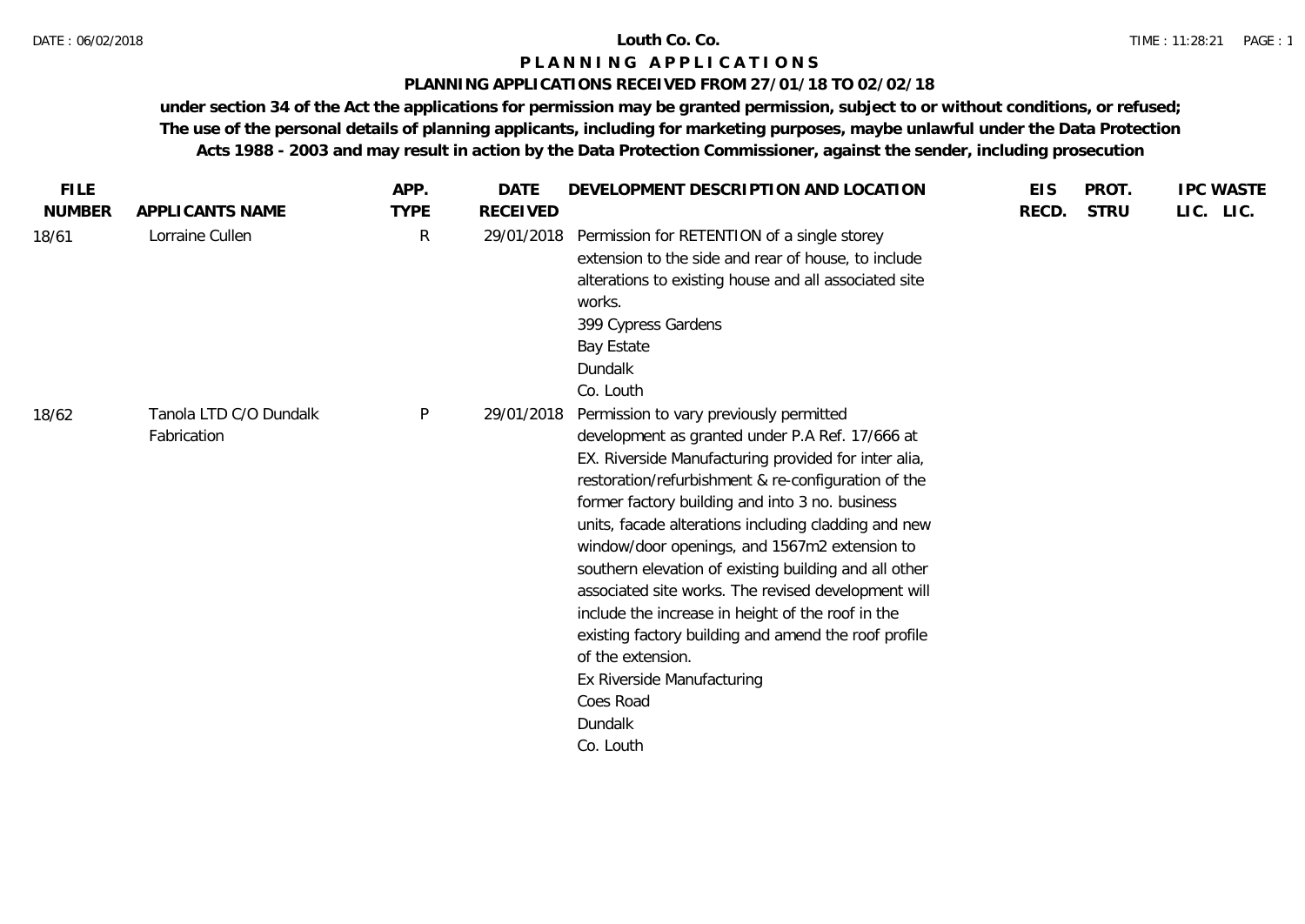# Louth Co. Co.

## PLANNING APPLICATIONS

### PLANNING APPLICATIONS RECEIVED FROM 27/01/18 TO 02/02/18

**under section 34 of the Act the applications for permission may be granted permission, subject to or without conditions, or refused; The use of the personal details of planning applicants, including for marketing purposes, maybe unlawful under the Data Protection Acts 1988 - 2003 and may result in action by the Data Protection Commissioner, against the sender, including prosecution**

| FILE NUMBER | APPLICANTS NAME | APP. TYPE | DATE RECEIVED | DEVELOPMENT DESCRIPTION AND LOCATION | EIS RECD. | PROT. STRU | IPC LIC. | WASTE LIC. |
|---|---|---|---|---|---|---|---|---|
| 18/61 | Lorraine Cullen | R | 29/01/2018 | Permission for RETENTION of a single storey extension to the side and rear of house, to include alterations to existing house and all associated site works.<br>399 Cypress Gardens<br>Bay Estate<br>Dundalk<br>Co. Louth | | | | |
| 18/62 | Tanola LTD C/O Dundalk Fabrication | P | 29/01/2018 | Permission to vary previously permitted development as granted under P.A Ref. 17/666 at EX. Riverside Manufacturing provided for inter alia, restoration/refurbishment & re-configuration of the former factory building and into 3 no. business units, facade alterations including cladding and new window/door openings, and 1567m2 extension to southern elevation of existing building and all other associated site works. The revised development will include the increase in height of the roof in the existing factory building and amend the roof profile of the extension.<br>Ex Riverside Manufacturing<br>Coes Road<br>Dundalk<br>Co. Louth | | | | |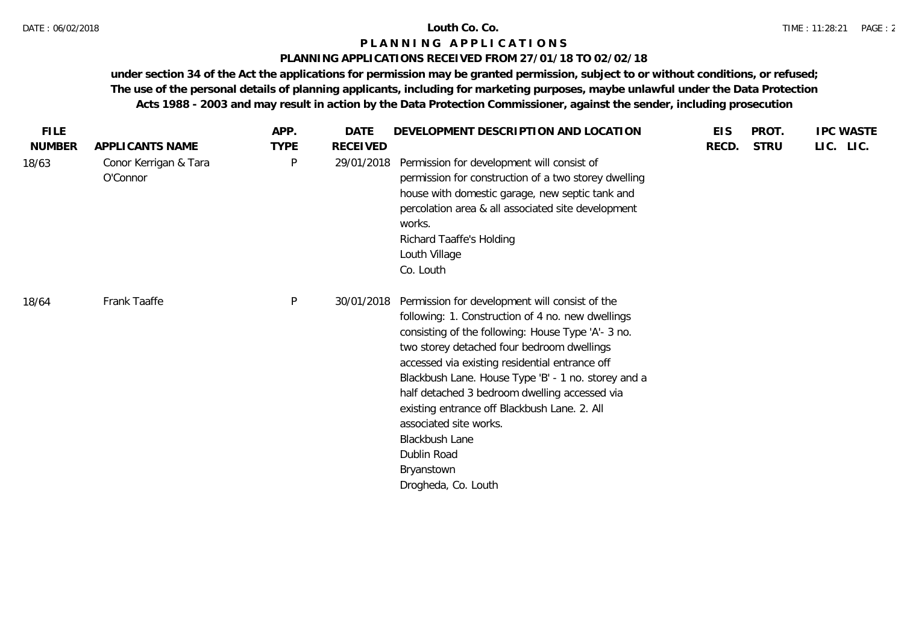**Louth Co. Co.**

# P L A N N I N G   A P P L I C A T I O N S

**PLANNING APPLICATIONS RECEIVED FROM 27/01/18 TO 02/02/18**

**under section 34 of the Act the applications for permission may be granted permission, subject to or without conditions, or refused; The use of the personal details of planning applicants, including for marketing purposes, maybe unlawful under the Data Protection Acts 1988 - 2003 and may result in action by the Data Protection Commissioner, against the sender, including prosecution**

| FILE NUMBER | APPLICANTS NAME | APP. TYPE | DATE RECEIVED | DEVELOPMENT DESCRIPTION AND LOCATION | EIS RECD. | PROT. STRU | IPC LIC. | WASTE LIC. |
|---|---|---|---|---|---|---|---|---|
| 18/63 | Conor Kerrigan & Tara O'Connor | P | 29/01/2018 | Permission for development will consist of permission for construction of a two storey dwelling house with domestic garage, new septic tank and percolation area & all associated site development works.<br>Richard Taaffe's Holding<br>Louth Village<br>Co. Louth | | | | |
| 18/64 | Frank Taaffe | P | 30/01/2018 | Permission for development will consist of the following: 1. Construction of 4 no. new dwellings consisting of the following: House Type 'A'- 3 no. two storey detached four bedroom dwellings accessed via existing residential entrance off Blackbush Lane. House Type 'B' - 1 no. storey and a half detached 3 bedroom dwelling accessed via existing entrance off Blackbush Lane. 2. All associated site works.<br>Blackbush Lane<br>Dublin Road<br>Bryanstown<br>Drogheda, Co. Louth | | | | |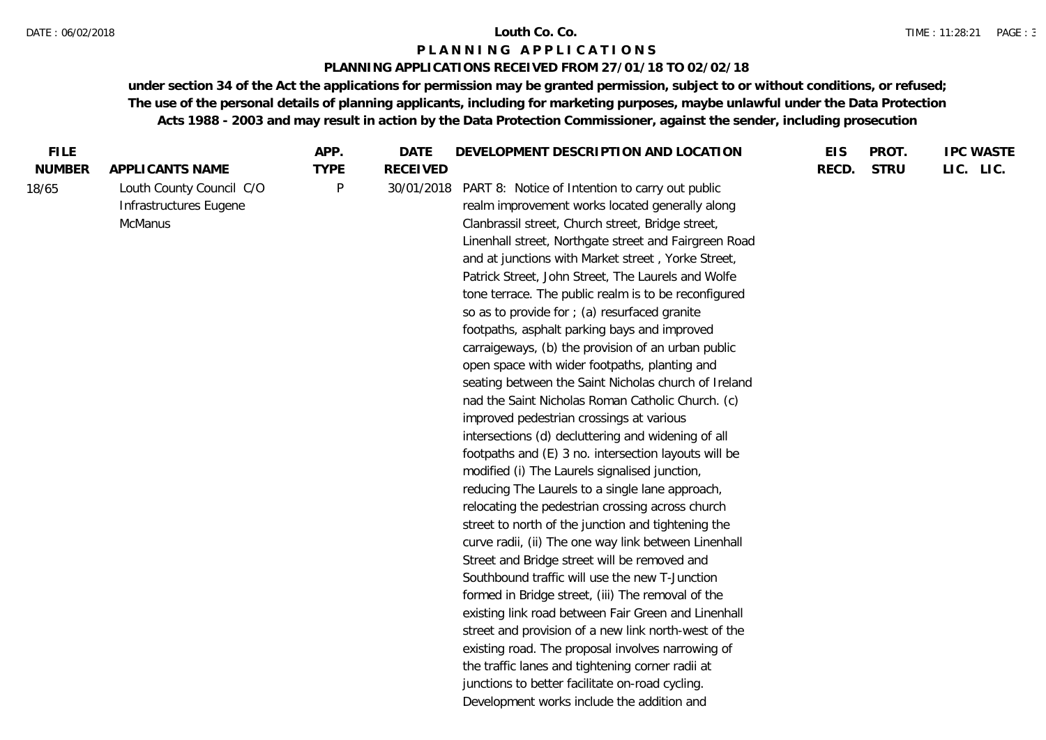# Louth Co. Co.

## PLANNING APPLICATIONS

### PLANNING APPLICATIONS RECEIVED FROM 27/01/18 TO 02/02/18

**under section 34 of the Act the applications for permission may be granted permission, subject to or without conditions, or refused; The use of the personal details of planning applicants, including for marketing purposes, maybe unlawful under the Data Protection Acts 1988 - 2003 and may result in action by the Data Protection Commissioner, against the sender, including prosecution**

| FILE NUMBER | APPLICANTS NAME | APP. TYPE | DATE RECEIVED | DEVELOPMENT DESCRIPTION AND LOCATION | EIS RECD. | PROT. STRU | IPC LIC. | WASTE LIC. |
|---|---|---|---|---|---|---|---|---|
| 18/65 | Louth County Council C/O Infrastructures Eugene McManus | P | 30/01/2018 | PART 8: Notice of Intention to carry out public realm improvement works located generally along Clanbrassil street, Church street, Bridge street, Linenhall street, Northgate street and Fairgreen Road and at junctions with Market street , Yorke Street, Patrick Street, John Street, The Laurels and Wolfe tone terrace. The public realm is to be reconfigured so as to provide for ; (a) resurfaced granite footpaths, asphalt parking bays and improved carraigeways, (b) the provision of an urban public open space with wider footpaths, planting and seating between the Saint Nicholas church of Ireland nad the Saint Nicholas Roman Catholic Church. (c) improved pedestrian crossings at various intersections (d) decluttering and widening of all footpaths and (E) 3 no. intersection layouts will be modified (i) The Laurels signalised junction, reducing The Laurels to a single lane approach, relocating the pedestrian crossing across church street to north of the junction and tightening the curve radii, (ii) The one way link between Linenhall Street and Bridge street will be removed and Southbound traffic will use the new T-Junction formed in Bridge street, (iii) The removal of the existing link road between Fair Green and Linenhall street and provision of a new link north-west of the existing road. The proposal involves narrowing of the traffic lanes and tightening corner radii at junctions to better facilitate on-road cycling. Development works include the addition and | | | | |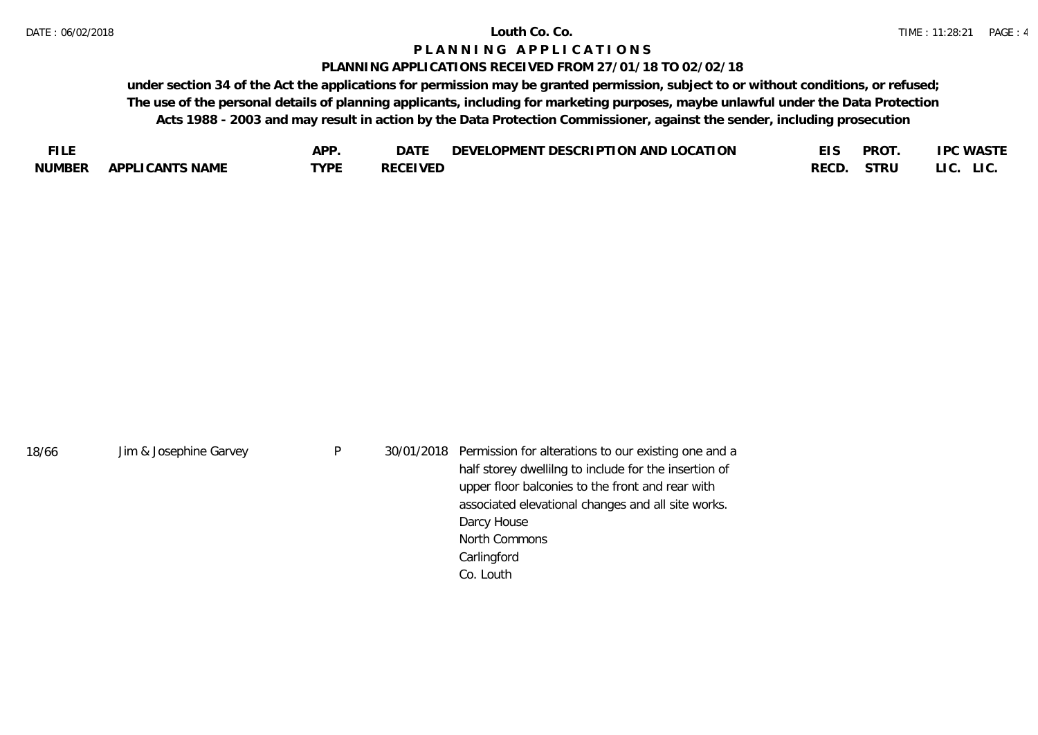# P L A N N I N G   A P P L I C A T I O N S

## PLANNING APPLICATIONS RECEIVED FROM 27/01/18 TO 02/02/18

**under section 34 of the Act the applications for permission may be granted permission, subject to or without conditions, or refused; The use of the personal details of planning applicants, including for marketing purposes, maybe unlawful under the Data Protection Acts 1988 - 2003 and may result in action by the Data Protection Commissioner, against the sender, including prosecution**

| FILE NUMBER | APPLICANTS NAME | APP. TYPE | DATE RECEIVED | DEVELOPMENT DESCRIPTION AND LOCATION | EIS RECD. | PROT. STRU | IPC LIC. | WASTE LIC. |
|---|---|---|---|---|---|---|---|---|
| 18/66 | Jim & Josephine Garvey | P | 30/01/2018 | Permission for alterations to our existing one and a half storey dwellilng to include for the insertion of upper floor balconies to the front and rear with associated elevational changes and all site works. Darcy House North Commons Carlingford Co. Louth | | | | |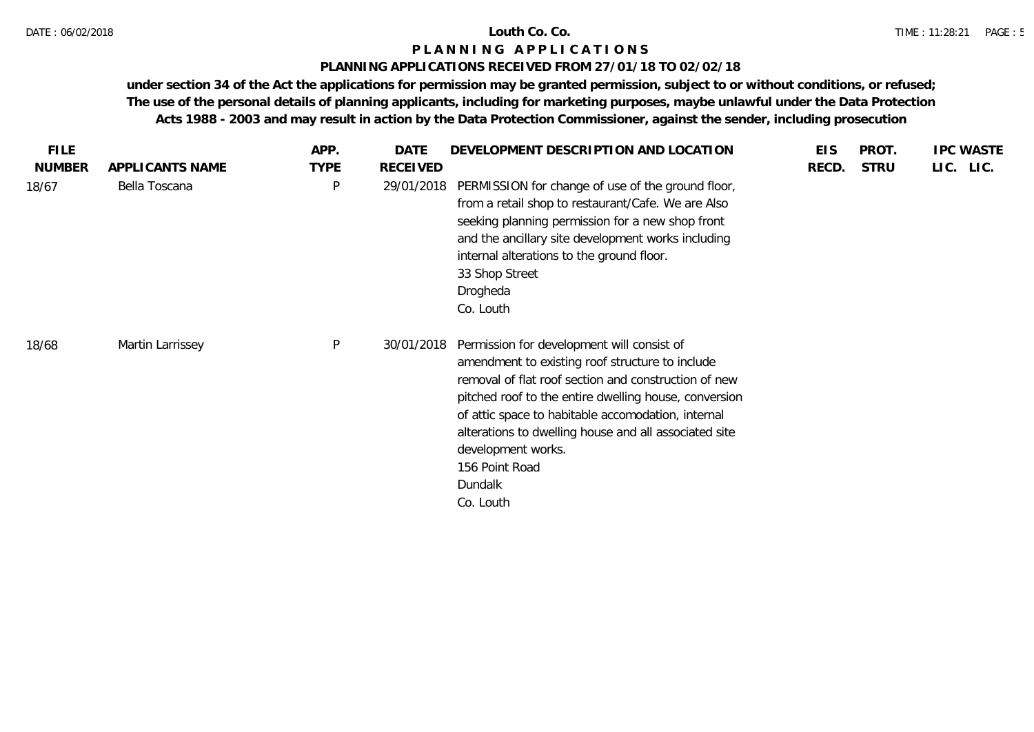**Louth Co. Co.**

# P L A N N I N G   A P P L I C A T I O N S

## PLANNING APPLICATIONS RECEIVED FROM 27/01/18 TO 02/02/18

**under section 34 of the Act the applications for permission may be granted permission, subject to or without conditions, or refused; The use of the personal details of planning applicants, including for marketing purposes, maybe unlawful under the Data Protection Acts 1988 - 2003 and may result in action by the Data Protection Commissioner, against the sender, including prosecution**

| FILE NUMBER | APPLICANTS NAME | APP. TYPE | DATE RECEIVED | DEVELOPMENT DESCRIPTION AND LOCATION | EIS RECD. | PROT. STRU | IPC LIC. | WASTE LIC. |
|---|---|---|---|---|---|---|---|---|
| 18/67 | Bella Toscana | P | 29/01/2018 | PERMISSION for change of use of the ground floor, from a retail shop to restaurant/Cafe. We are Also seeking planning permission for a new shop front and the ancillary site development works including internal alterations to the ground floor.<br>33 Shop Street<br>Drogheda<br>Co. Louth | | | | |
| 18/68 | Martin Larrissey | P | 30/01/2018 | Permission for development will consist of amendment to existing roof structure to include removal of flat roof section and construction of new pitched roof to the entire dwelling house, conversion of attic space to habitable accomodation, internal alterations to dwelling house and all associated site development works.<br>156 Point Road<br>Dundalk<br>Co. Louth | | | | |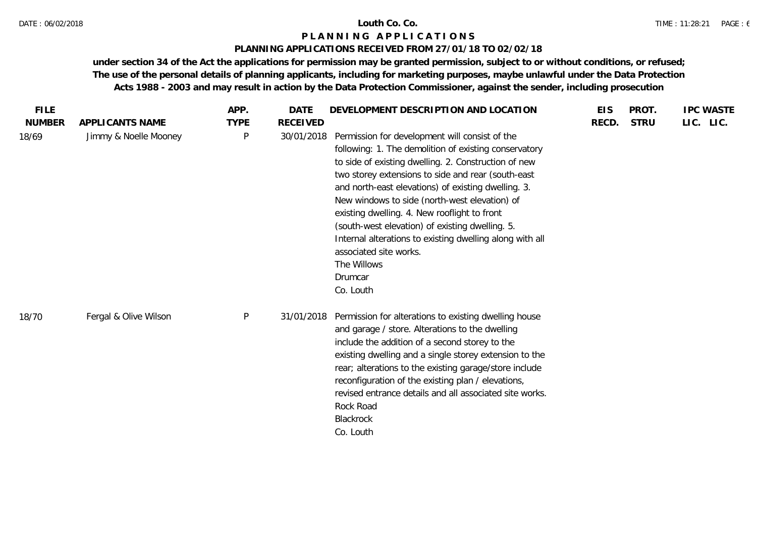# Louth Co. Co.

## PLANNING APPLICATIONS

### PLANNING APPLICATIONS RECEIVED FROM 27/01/18 TO 02/02/18

**under section 34 of the Act the applications for permission may be granted permission, subject to or without conditions, or refused; The use of the personal details of planning applicants, including for marketing purposes, maybe unlawful under the Data Protection Acts 1988 - 2003 and may result in action by the Data Protection Commissioner, against the sender, including prosecution**

| FILE NUMBER | APPLICANTS NAME | APP. TYPE | DATE RECEIVED | DEVELOPMENT DESCRIPTION AND LOCATION | EIS RECD. | PROT. STRU | IPC LIC. | WASTE LIC. |
|---|---|---|---|---|---|---|---|---|
| 18/69 | Jimmy & Noelle Mooney | P | 30/01/2018 | Permission for development will consist of the following: 1. The demolition of existing conservatory to side of existing dwelling. 2. Construction of new two storey extensions to side and rear (south-east and north-east elevations) of existing dwelling. 3. New windows to side (north-west elevation) of existing dwelling. 4. New rooflight to front (south-west elevation) of existing dwelling. 5. Internal alterations to existing dwelling along with all associated site works.<br>The Willows<br>Drumcar<br>Co. Louth | | | | |
| 18/70 | Fergal & Olive Wilson | P | 31/01/2018 | Permission for alterations to existing dwelling house and garage / store. Alterations to the dwelling include the addition of a second storey to the existing dwelling and a single storey extension to the rear; alterations to the existing garage/store include reconfiguration of the existing plan / elevations, revised entrance details and all associated site works.<br>Rock Road<br>Blackrock<br>Co. Louth | | | | |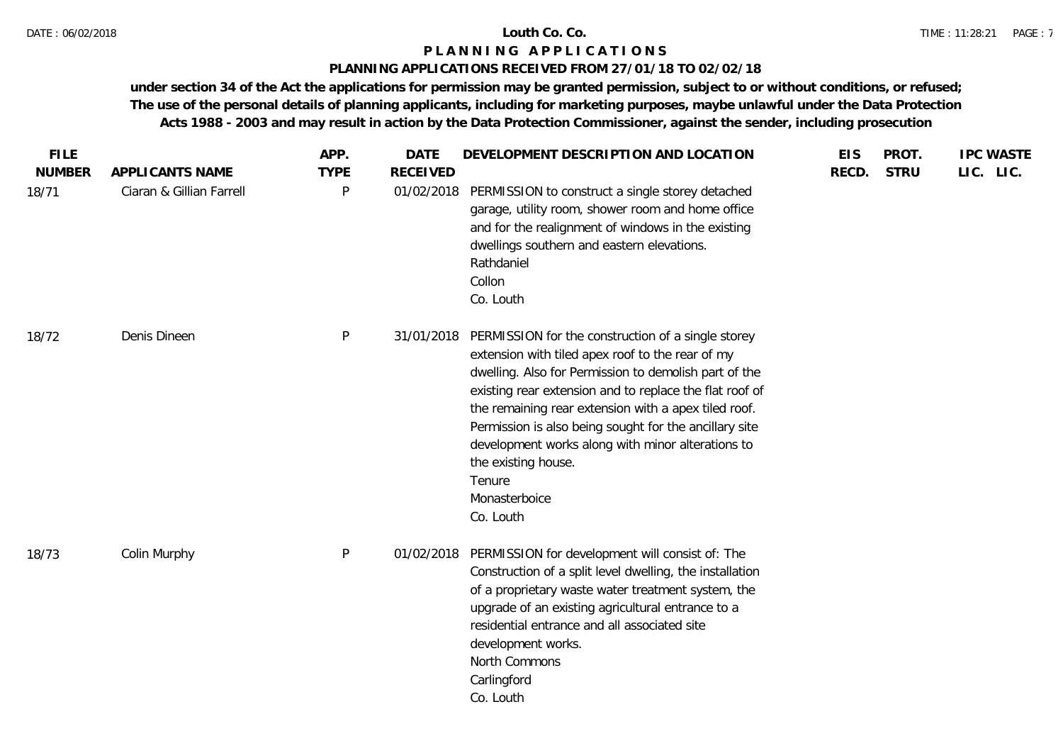# Louth Co. Co.

## PLANNING APPLICATIONS

### PLANNING APPLICATIONS RECEIVED FROM 27/01/18 TO 02/02/18

**under section 34 of the Act the applications for permission may be granted permission, subject to or without conditions, or refused; The use of the personal details of planning applicants, including for marketing purposes, maybe unlawful under the Data Protection Acts 1988 - 2003 and may result in action by the Data Protection Commissioner, against the sender, including prosecution**

| FILE NUMBER | APPLICANTS NAME | APP. TYPE | DATE RECEIVED | DEVELOPMENT DESCRIPTION AND LOCATION | EIS RECD. | PROT. STRU | IPC LIC. | WASTE LIC. |
|---|---|---|---|---|---|---|---|---|
| 18/71 | Ciaran & Gillian Farrell | P | 01/02/2018 | PERMISSION to construct a single storey detached garage, utility room, shower room and home office and for the realignment of windows in the existing dwellings southern and eastern elevations.<br>Rathdaniel<br>Collon<br>Co. Louth | | | | |
| 18/72 | Denis Dineen | P | 31/01/2018 | PERMISSION for the construction of a single storey extension with tiled apex roof to the rear of my dwelling. Also for Permission to demolish part of the existing rear extension and to replace the flat roof of the remaining rear extension with a apex tiled roof. Permission is also being sought for the ancillary site development works along with minor alterations to the existing house.<br>Tenure<br>Monasterboice<br>Co. Louth | | | | |
| 18/73 | Colin Murphy | P | 01/02/2018 | PERMISSION for development will consist of: The Construction of a split level dwelling, the installation of a proprietary waste water treatment system, the upgrade of an existing agricultural entrance to a residential entrance and all associated site development works.<br>North Commons<br>Carlingford<br>Co. Louth | | | | |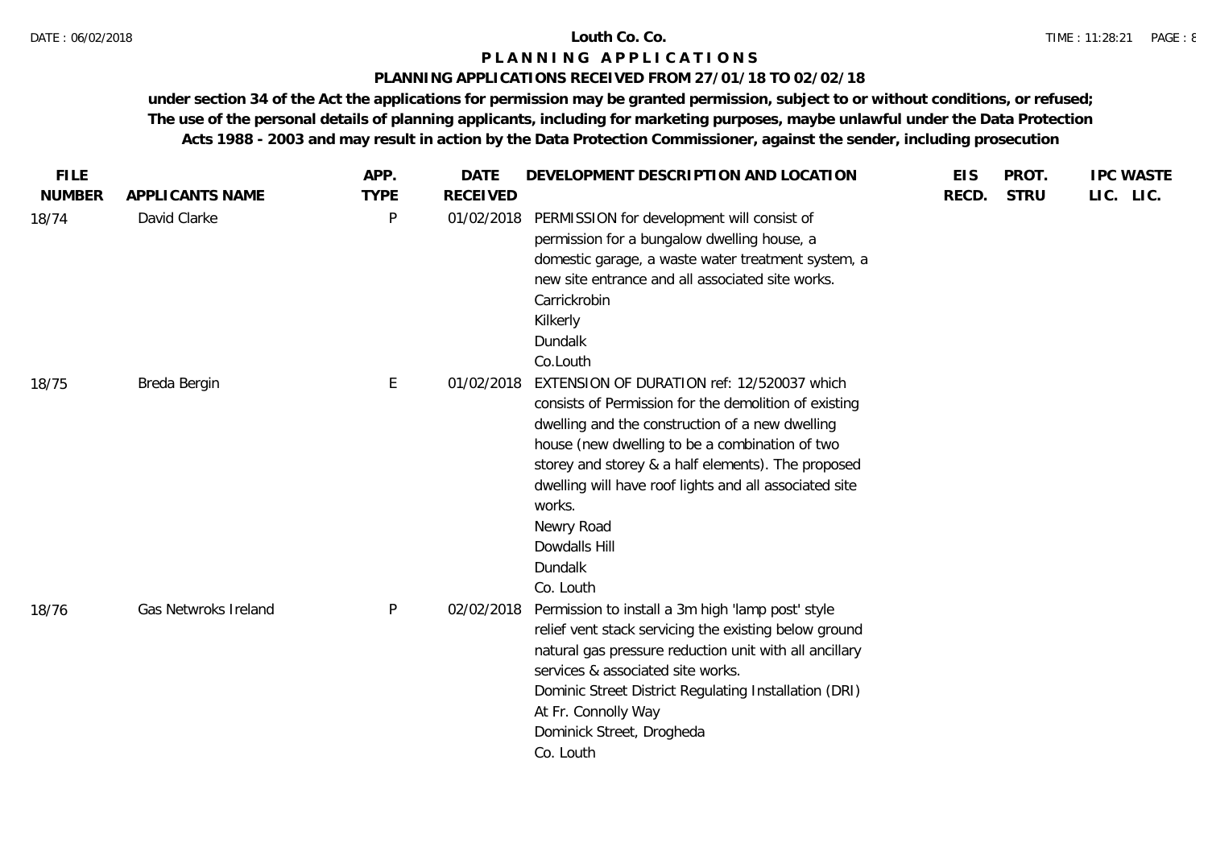**Louth Co. Co.**

**P L A N N I N G   A P P L I C A T I O N S**

**PLANNING APPLICATIONS RECEIVED FROM 27/01/18 TO 02/02/18**

**under section 34 of the Act the applications for permission may be granted permission, subject to or without conditions, or refused; The use of the personal details of planning applicants, including for marketing purposes, maybe unlawful under the Data Protection Acts 1988 - 2003 and may result in action by the Data Protection Commissioner, against the sender, including prosecution**

| FILE NUMBER | APPLICANTS NAME | APP. TYPE | DATE RECEIVED | DEVELOPMENT DESCRIPTION AND LOCATION | EIS RECD. | PROT. STRU | IPC LIC. | WASTE LIC. |
|---|---|---|---|---|---|---|---|---|
| 18/74 | David Clarke | P | 01/02/2018 | PERMISSION for development will consist of permission for a bungalow dwelling house, a domestic garage, a waste water treatment system, a new site entrance and all associated site works.<br>Carrickrobin<br>Kilkerly<br>Dundalk<br>Co.Louth | | | | |
| 18/75 | Breda Bergin | E | 01/02/2018 | EXTENSION OF DURATION ref: 12/520037 which consists of Permission for the demolition of existing dwelling and the construction of a new dwelling house (new dwelling to be a combination of two storey and storey & a half elements). The proposed dwelling will have roof lights and all associated site works.<br>Newry Road<br>Dowdalls Hill<br>Dundalk<br>Co. Louth | | | | |
| 18/76 | Gas Netwroks Ireland | P | 02/02/2018 | Permission to install a 3m high 'lamp post' style relief vent stack servicing the existing below ground natural gas pressure reduction unit with all ancillary services & associated site works.<br>Dominic Street District Regulating Installation (DRI)<br>At Fr. Connolly Way<br>Dominick Street, Drogheda<br>Co. Louth | | | | |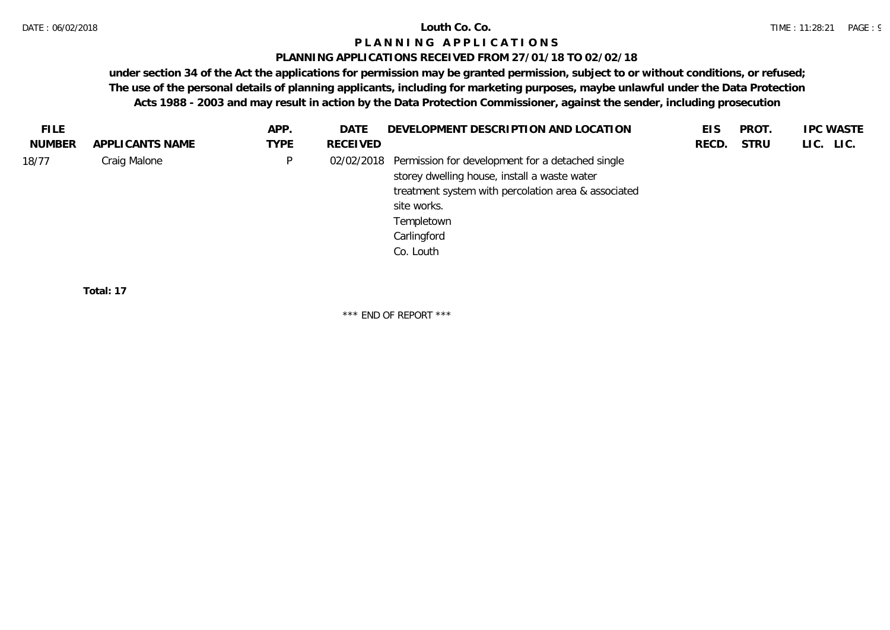**Louth Co. Co.**

**P L A N N I N G A P P L I C A T I O N S**

**PLANNING APPLICATIONS RECEIVED FROM 27/01/18 TO 02/02/18**

**under section 34 of the Act the applications for permission may be granted permission, subject to or without conditions, or refused; The use of the personal details of planning applicants, including for marketing purposes, maybe unlawful under the Data Protection Acts 1988 - 2003 and may result in action by the Data Protection Commissioner, against the sender, including prosecution**

| FILE NUMBER | APPLICANTS NAME | APP. TYPE | DATE RECEIVED | DEVELOPMENT DESCRIPTION AND LOCATION | EIS RECD. | PROT. STRU | IPC LIC. | WASTE LIC. |
|---|---|---|---|---|---|---|---|---|
| 18/77 | Craig Malone | P | 02/02/2018 | Permission for development for a detached single storey dwelling house, install a waste water treatment system with percolation area & associated site works.<br>Templetown<br>Carlingford<br>Co. Louth | | | | |

**Total: 17**

\*\*\* END OF REPORT \*\*\*